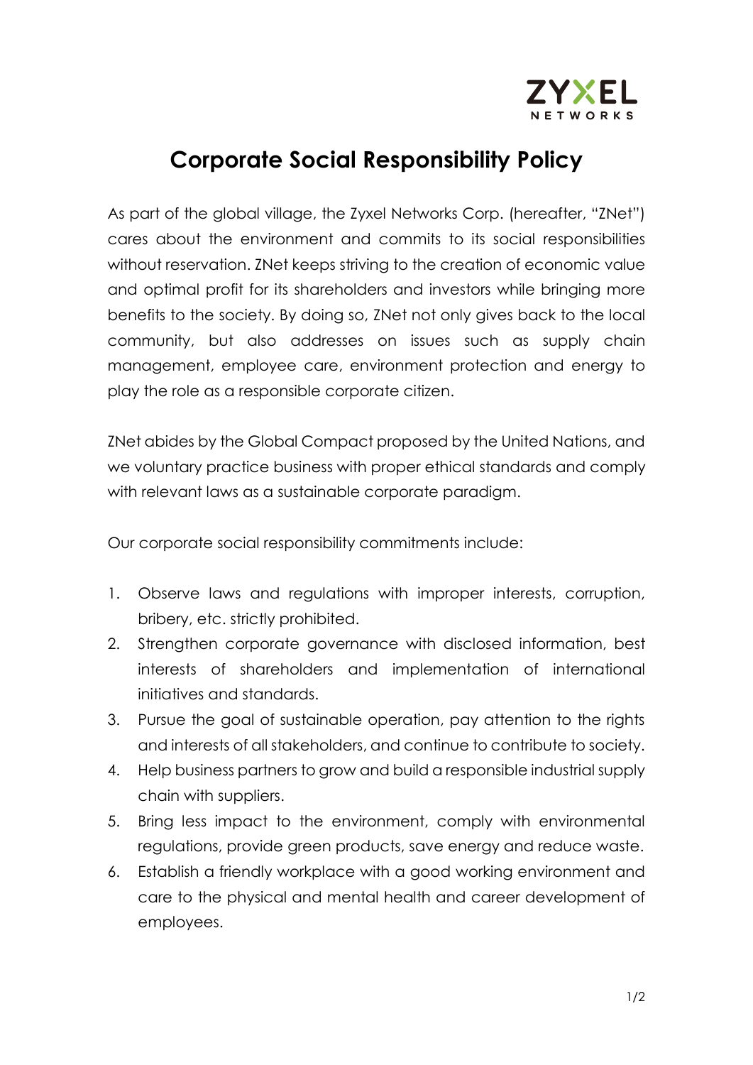# Corporate Social Responsibility Policy

As part of the global village, the Zyxel Networks Corp. (hereafter, "ZNet") cares about the environment and commits to its social responsibilities without reservation. ZNet keeps striving to the creation of economic value and optimal profit for its shareholders and investors while bringing more benefits to the society. By doing so, ZNet not only gives back to the local community, but also addresses on issues such as supply chain management, employee care, environment protection and energy to play the role as a responsible corporate citizen.

ZNet abides by the Global Compact proposed by the United Nations, and we voluntary practice business with proper ethical standards and comply with relevant laws as a sustainable corporate paradigm.

Our corporate social responsibility commitments include:

1. Observe laws and regulations with improper interests, corruption, bribery, etc. strictly prohibited.
2. Strengthen corporate governance with disclosed information, best interests of shareholders and implementation of international initiatives and standards.
3. Pursue the goal of sustainable operation, pay attention to the rights and interests of all stakeholders, and continue to contribute to society.
4. Help business partners to grow and build a responsible industrial supply chain with suppliers.
5. Bring less impact to the environment, comply with environmental regulations, provide green products, save energy and reduce waste.
6. Establish a friendly workplace with a good working environment and care to the physical and mental health and career development of employees.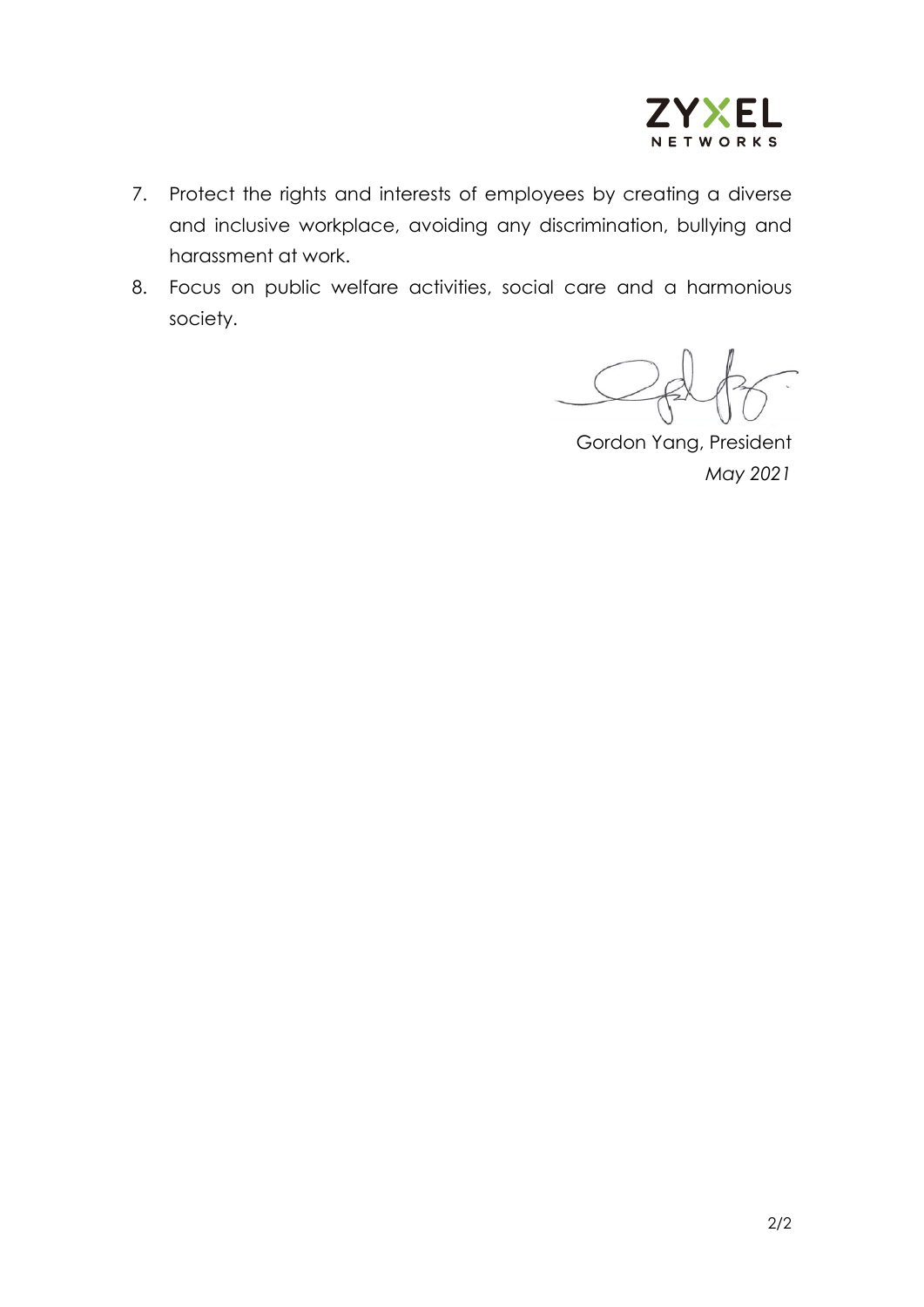7. Protect the rights and interests of employees by creating a diverse and inclusive workplace, avoiding any discrimination, bullying and harassment at work.
8. Focus on public welfare activities, social care and a harmonious society.

Gordon Yang, President

*May 2021*